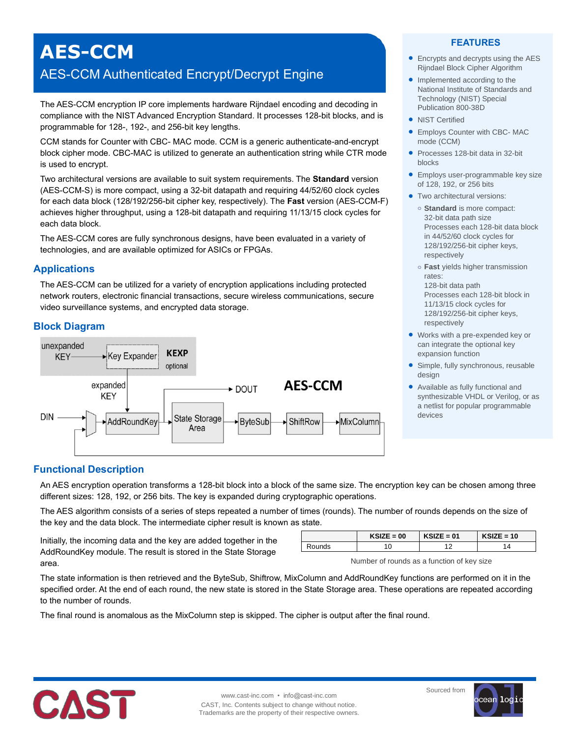// AES-CCM

# AES-CCM

## AES-CCM Authenticated Encrypt/Decrypt Engine

The AES-CCM encryption IP core implements hardware Rijndael encoding and decoding in compliance with the NIST Advanced Encryption Standard. It processes 128-bit blocks, and is programmable for 128-, 192-, and 256-bit key lengths.

CCM stands for Counter with CBC- MAC mode. CCM is a generic authenticate-and-encrypt block cipher mode. CBC-MAC is utilized to generate an authentication string while CTR mode is used to encrypt.

Two architectural versions are available to suit system requirements. The **Standard** version (AES-CCM-S) is more compact, using a 32-bit datapath and requiring 44/52/60 clock cycles for each data block (128/192/256-bit cipher key, respectively). The **Fast** version (AES-CCM-F) achieves higher throughput, using a 128-bit datapath and requiring 11/13/15 clock cycles for each data block.

The AES-CCM cores are fully synchronous designs, have been evaluated in a variety of technologies, and are available optimized for ASICs or FPGAs.

## FEATURES

- Encrypts and decrypts using the AES Rijndael Block Cipher Algorithm
- Implemented according to the National Institute of Standards and Technology (NIST) Special Publication 800-38D
- NIST Certified
- Employs Counter with CBC- MAC mode (CCM)
- Processes 128-bit data in 32-bit blocks
- Employs user-programmable key size of 128, 192, or 256 bits
- Two architectural versions:
  - **Standard** is more compact: 32-bit data path size Processes each 128-bit data block in 44/52/60 clock cycles for 128/192/256-bit cipher keys, respectively
  - **Fast** yields higher transmission rates: 128-bit data path Processes each 128-bit block in 11/13/15 clock cycles for 128/192/256-bit cipher keys, respectively
- Works with a pre-expended key or can integrate the optional key expansion function
- Simple, fully synchronous, reusable design
- Available as fully functional and synthesizable VHDL or Verilog, or as a netlist for popular programmable devices

## Applications

The AES-CCM can be utilized for a variety of encryption applications including protected network routers, electronic financial transactions, secure wireless communications, secure video surveillance systems, and encrypted data storage.

## Block Diagram

unexpanded KEY
Key Expander
KEXP optional
expanded KEY
DIN
AddRoundKey
State Storage Area
DOUT
ByteSub
ShiftRow
MixColumn
AES-CCM

## Functional Description

An AES encryption operation transforms a 128-bit block into a block of the same size. The encryption key can be chosen among three different sizes: 128, 192, or 256 bits. The key is expanded during cryptographic operations.

The AES algorithm consists of a series of steps repeated a number of times (rounds). The number of rounds depends on the size of the key and the data block. The intermediate cipher result is known as state.

Initially, the incoming data and the key are added together in the AddRoundKey module. The result is stored in the State Storage area.

| | KSIZE = 00 | KSIZE = 01 | KSIZE = 10 |
|---|---|---|---|
| Rounds | 10 | 12 | 14 |

Number of rounds as a function of key size

The state information is then retrieved and the ByteSub, Shiftrow, MixColumn and AddRoundKey functions are performed on it in the specified order. At the end of each round, the new state is stored in the State Storage area. These operations are repeated according to the number of rounds.

The final round is anomalous as the MixColumn step is skipped. The cipher is output after the final round.

CAST

www.cast-inc.com • info@cast-inc.com
CAST, Inc. Contents subject to change without notice.
Trademarks are the property of their respective owners.

Sourced from ocean logic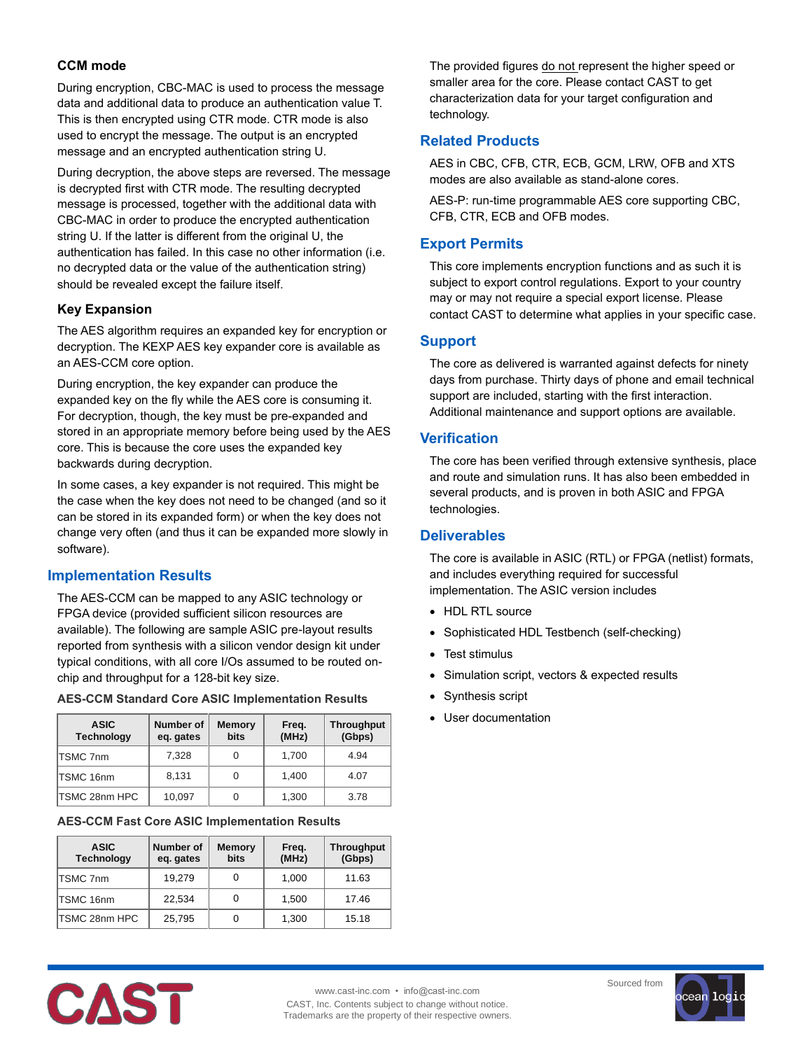### CCM mode

During encryption, CBC-MAC is used to process the message data and additional data to produce an authentication value T. This is then encrypted using CTR mode. CTR mode is also used to encrypt the message. The output is an encrypted message and an encrypted authentication string U.

During decryption, the above steps are reversed. The message is decrypted first with CTR mode. The resulting decrypted message is processed, together with the additional data with CBC-MAC in order to produce the encrypted authentication string U. If the latter is different from the original U, the authentication has failed. In this case no other information (i.e. no decrypted data or the value of the authentication string) should be revealed except the failure itself.

### Key Expansion

The AES algorithm requires an expanded key for encryption or decryption. The KEXP AES key expander core is available as an AES-CCM core option.

During encryption, the key expander can produce the expanded key on the fly while the AES core is consuming it. For decryption, though, the key must be pre-expanded and stored in an appropriate memory before being used by the AES core. This is because the core uses the expanded key backwards during decryption.

In some cases, a key expander is not required. This might be the case when the key does not need to be changed (and so it can be stored in its expanded form) or when the key does not change very often (and thus it can be expanded more slowly in software).

## Implementation Results

The AES-CCM can be mapped to any ASIC technology or FPGA device (provided sufficient silicon resources are available). The following are sample ASIC pre-layout results reported from synthesis with a silicon vendor design kit under typical conditions, with all core I/Os assumed to be routed on-chip and throughput for a 128-bit key size.

**AES-CCM Standard Core ASIC Implementation Results**

| ASIC Technology | Number of eq. gates | Memory bits | Freq. (MHz) | Throughput (Gbps) |
|---|---|---|---|---|
| TSMC 7nm | 7,328 | 0 | 1,700 | 4.94 |
| TSMC 16nm | 8,131 | 0 | 1,400 | 4.07 |
| TSMC 28nm HPC | 10,097 | 0 | 1,300 | 3.78 |

**AES-CCM Fast Core ASIC Implementation Results**

| ASIC Technology | Number of eq. gates | Memory bits | Freq. (MHz) | Throughput (Gbps) |
|---|---|---|---|---|
| TSMC 7nm | 19,279 | 0 | 1,000 | 11.63 |
| TSMC 16nm | 22,534 | 0 | 1,500 | 17.46 |
| TSMC 28nm HPC | 25,795 | 0 | 1,300 | 15.18 |

The provided figures do not represent the higher speed or smaller area for the core. Please contact CAST to get characterization data for your target configuration and technology.

## Related Products

AES in CBC, CFB, CTR, ECB, GCM, LRW, OFB and XTS modes are also available as stand-alone cores.

AES-P: run-time programmable AES core supporting CBC, CFB, CTR, ECB and OFB modes.

## Export Permits

This core implements encryption functions and as such it is subject to export control regulations. Export to your country may or may not require a special export license. Please contact CAST to determine what applies in your specific case.

## Support

The core as delivered is warranted against defects for ninety days from purchase. Thirty days of phone and email technical support are included, starting with the first interaction. Additional maintenance and support options are available.

## Verification

The core has been verified through extensive synthesis, place and route and simulation runs. It has also been embedded in several products, and is proven in both ASIC and FPGA technologies.

## Deliverables

The core is available in ASIC (RTL) or FPGA (netlist) formats, and includes everything required for successful implementation. The ASIC version includes

- HDL RTL source
- Sophisticated HDL Testbench (self-checking)
- Test stimulus
- Simulation script, vectors & expected results
- Synthesis script
- User documentation

www.cast-inc.com • info@cast-inc.com
CAST, Inc. Contents subject to change without notice.
Trademarks are the property of their respective owners.

Sourced from ocean logic